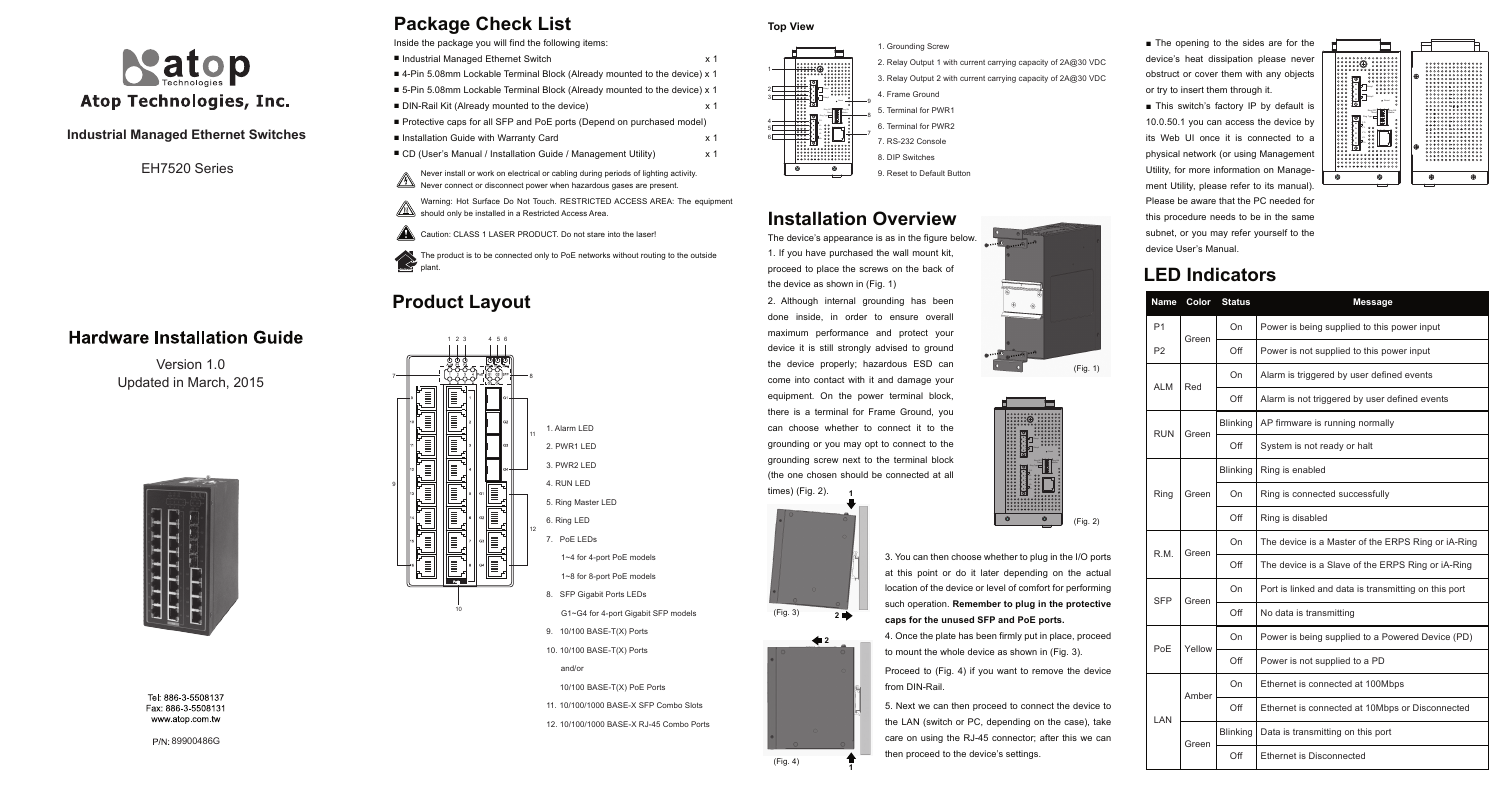# Atop Technologies, Inc.

**Industrial Managed Ethernet Switches**

EH7520 Series

## Hardware Installation Guide

Version 1.0
Updated in March, 2015

Tel: 886-3-5508137
Fax: 886-3-5508131
www.atop.com.tw

P/N: 89900486G

## Package Check List

Inside the package you will find the following items:

- Industrial Managed Ethernet Switch x 1
- 4-Pin 5.08mm Lockable Terminal Block (Already mounted to the device) x 1
- 5-Pin 5.08mm Lockable Terminal Block (Already mounted to the device) x 1
- DIN-Rail Kit (Already mounted to the device) x 1
- Protective caps for all SFP and PoE ports (Depend on purchased model)
- Installation Guide with Warranty Card x 1
- CD (User's Manual / Installation Guide / Management Utility) x 1

Never install or work on electrical or cabling during periods of lighting activity. Never connect or disconnect power when hazardous gases are present.

Warning: Hot Surface Do Not Touch. RESTRICTED ACCESS AREA: The equipment should only be installed in a Restricted Access Area.

Caution: CLASS 1 LASER PRODUCT. Do not stare into the laser!

The product is to be connected only to PoE networks without routing to the outside plant.

## Product Layout

1. Alarm LED
2. PWR1 LED
3. PWR2 LED
4. RUN LED
5. Ring Master LED
6. Ring LED
7. PoE LEDs
   1~4 for 4-port PoE models
   1~8 for 8-port PoE models
8. SFP Gigabit Ports LEDs
   G1~G4 for 4-port Gigabit SFP models
9. 10/100 BASE-T(X) Ports
10. 10/100 BASE-T(X) Ports
    and/or
    10/100 BASE-T(X) PoE Ports
11. 10/100/1000 BASE-X SFP Combo Slots
12. 10/100/1000 BASE-X RJ-45 Combo Ports

**Top View**

1. Grounding Screw
2. Relay Output 1 with current carrying capacity of 2A@30 VDC
3. Relay Output 2 with current carrying capacity of 2A@30 VDC
4. Frame Ground
5. Terminal for PWR1
6. Terminal for PWR2
7. RS-232 Console
8. DIP Switches
9. Reset to Default Button

## Installation Overview

The device's appearance is as in the figure below.

1. If you have purchased the wall mount kit, proceed to place the screws on the back of the device as shown in (Fig. 1)

2. Although internal grounding has been done inside, in order to ensure overall maximum performance and protect your device it is still strongly advised to ground the device properly; hazardous ESD can come into contact with it and damage your equipment. On the power terminal block, there is a terminal for Frame Ground, you can choose whether to connect it to the grounding or you may opt to connect to the grounding screw next to the terminal block (the one chosen should be connected at all times) (Fig. 2).

(Fig. 1)

(Fig. 2)

(Fig. 3)

(Fig. 4)

3. You can then choose whether to plug in the I/O ports at this point or do it later depending on the actual location of the device or level of comfort for performing such operation. **Remember to plug in the protective caps for the unused SFP and PoE ports.**

4. Once the plate has been firmly put in place, proceed to mount the whole device as shown in (Fig. 3).

Proceed to (Fig. 4) if you want to remove the device from DIN-Rail.

5. Next we can then proceed to connect the device to the LAN (switch or PC, depending on the case), take care on using the RJ-45 connector; after this we can then proceed to the device's settings.

- The opening to the sides are for the device's heat dissipation please never obstruct or cover them with any objects or try to insert them through it.
- This switch's factory IP by default is 10.0.50.1 you can access the device by its Web UI once it is connected to a physical network (or using Management Utility, for more information on Management Utility, please refer to its manual). Please be aware that the PC needed for this procedure needs to be in the same subnet, or you may refer yourself to the device User's Manual.

## LED Indicators

| Name | Color | Status | Message |
|---|---|---|---|
| P1 / P2 | Green | On | Power is being supplied to this power input |
| | | Off | Power is not supplied to this power input |
| ALM | Red | On | Alarm is triggered by user defined events |
| | | Off | Alarm is not triggered by user defined events |
| RUN | Green | Blinking | AP firmware is running normally |
| | | Off | System is not ready or halt |
| Ring | Green | Blinking | Ring is enabled |
| | | On | Ring is connected successfully |
| | | Off | Ring is disabled |
| R.M. | Green | On | The device is a Master of the ERPS Ring or iA-Ring |
| | | Off | The device is a Slave of the ERPS Ring or iA-Ring |
| SFP | Green | On | Port is linked and data is transmitting on this port |
| | | Off | No data is transmitting |
| PoE | Yellow | On | Power is being supplied to a Powered Device (PD) |
| | | Off | Power is not supplied to a PD |
| LAN | Amber | On | Ethernet is connected at 100Mbps |
| | | Off | Ethernet is connected at 10Mbps or Disconnected |
| | Green | Blinking | Data is transmitting on this port |
| | | Off | Ethernet is Disconnected |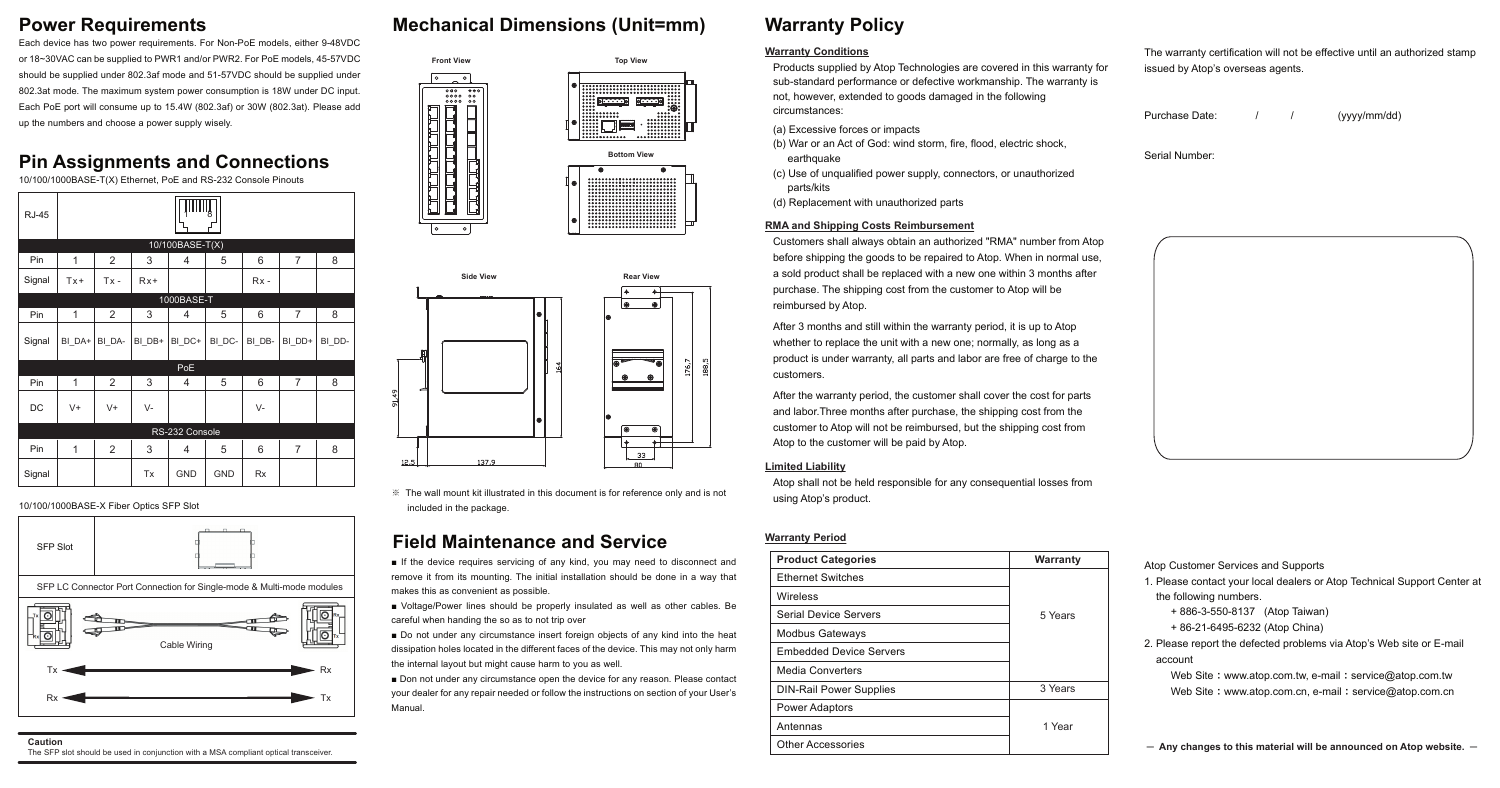## Power Requirements

Each device has two power requirements. For Non-PoE models, either 9-48VDC or 18~30VAC can be supplied to PWR1 and/or PWR2. For PoE models, 45-57VDC should be supplied under 802.3af mode and 51-57VDC should be supplied under 802.3at mode. The maximum system power consumption is 18W under DC input. Each PoE port will consume up to 15.4W (802.3af) or 30W (802.3at). Please add up the numbers and choose a power supply wisely.

## Pin Assignments and Connections

10/100/1000BASE-T(X) Ethernet, PoE and RS-232 Console Pinouts

| RJ-45 | | | | | | | | |
|---|---|---|---|---|---|---|---|---|
| | 10/100BASE-T(X) | | | | | | | |
| Pin | 1 | 2 | 3 | 4 | 5 | 6 | 7 | 8 |
| Signal | Tx+ | Tx - | Rx+ | | | Rx - | | |
| | 1000BASE-T | | | | | | | |
| Pin | 1 | 2 | 3 | 4 | 5 | 6 | 7 | 8 |
| Signal | BI_DA+ | BI_DA- | BI_DB+ | BI_DC+ | BI_DC- | BI_DB- | BI_DD+ | BI_DD- |
| | PoE | | | | | | | |
| Pin | 1 | 2 | 3 | 4 | 5 | 6 | 7 | 8 |
| DC | V+ | V+ | V- | | | V- | | |
| | RS-232 Console | | | | | | | |
| Pin | 1 | 2 | 3 | 4 | 5 | 6 | 7 | 8 |
| Signal | | | Tx | GND | GND | Rx | | |

10/100/1000BASE-X Fiber Optics SFP Slot

SFP Slot

SFP LC Connector Port Connection for Single-mode & Multi-mode modules

Cable Wiring

Tx — Rx

Rx — Tx

**Caution**

The SFP slot should be used in conjunction with a MSA compliant optical transceiver.

## Mechanical Dimensions (Unit=mm)

Front View

Top View

Bottom View

Side View

Rear View

91.49

164

12.5

137.9

176.7

188.5

33

80

※ The wall mount kit illustrated in this document is for reference only and is not included in the package.

## Field Maintenance and Service

- If the device requires servicing of any kind, you may need to disconnect and remove it from its mounting. The initial installation should be done in a way that makes this as convenient as possible.
- Voltage/Power lines should be properly insulated as well as other cables. Be careful when handing the so as to not trip over
- Do not under any circumstance insert foreign objects of any kind into the heat dissipation holes located in the different faces of the device. This may not only harm the internal layout but might cause harm to you as well.
- Don not under any circumstance open the device for any reason. Please contact your dealer for any repair needed or follow the instructions on section of your User's Manual.

## Warranty Policy

### Warranty Conditions

Products supplied by Atop Technologies are covered in this warranty for sub-standard performance or defective workmanship. The warranty is not, however, extended to goods damaged in the following circumstances:

(a) Excessive forces or impacts
(b) War or an Act of God: wind storm, fire, flood, electric shock, earthquake
(c) Use of unqualified power supply, connectors, or unauthorized parts/kits
(d) Replacement with unauthorized parts

### RMA and Shipping Costs Reimbursement

Customers shall always obtain an authorized "RMA" number from Atop before shipping the goods to be repaired to Atop. When in normal use, a sold product shall be replaced with a new one within 3 months after purchase. The shipping cost from the customer to Atop will be reimbursed by Atop.

After 3 months and still within the warranty period, it is up to Atop whether to replace the unit with a new one; normally, as long as a product is under warranty, all parts and labor are free of charge to the customers.

After the warranty period, the customer shall cover the cost for parts and labor.Three months after purchase, the shipping cost from the customer to Atop will not be reimbursed, but the shipping cost from Atop to the customer will be paid by Atop.

### Limited Liability

Atop shall not be held responsible for any consequential losses from using Atop's product.

### Warranty Period

| Product Categories | Warranty |
|---|---|
| Ethernet Switches | 5 Years |
| Wireless | |
| Serial Device Servers | |
| Modbus Gateways | |
| Embedded Device Servers | |
| Media Converters | |
| DIN-Rail Power Supplies | 3 Years |
| Power Adaptors | 1 Year |
| Antennas | |
| Other Accessories | |

The warranty certification will not be effective until an authorized stamp issued by Atop's overseas agents.

Purchase Date: / / (yyyy/mm/dd)

Serial Number:

Atop Customer Services and Supports

1. Please contact your local dealers or Atop Technical Support Center at the following numbers.
   + 886-3-550-8137 (Atop Taiwan)
   + 86-21-6495-6232 (Atop China)
2. Please report the defected problems via Atop's Web site or E-mail account
   Web Site：www.atop.com.tw, e-mail：service@atop.com.tw
   Web Site：www.atop.com.cn, e-mail：service@atop.com.cn

**— Any changes to this material will be announced on Atop website. —**